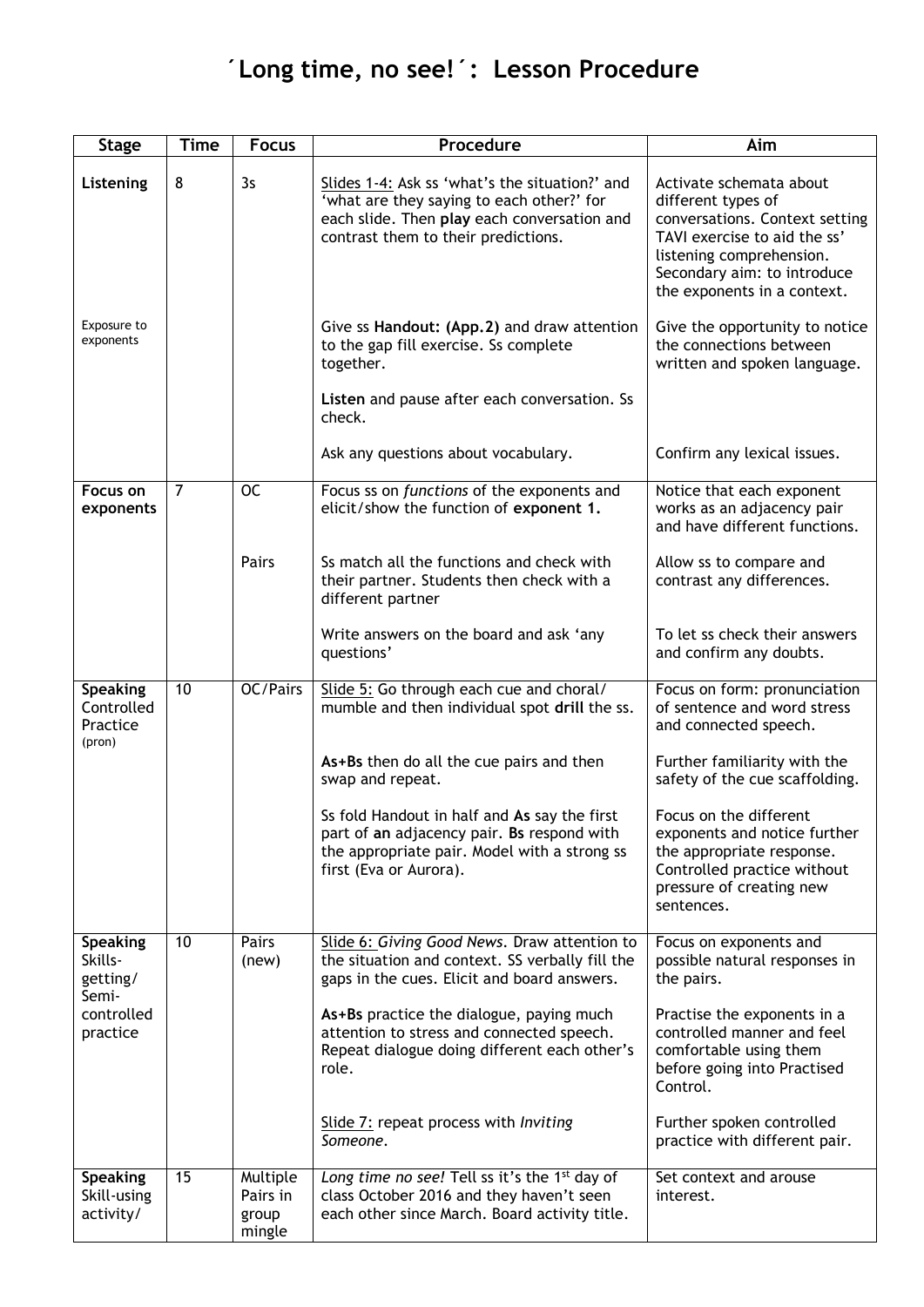# ´Long time, no see!´: Lesson Procedure

| Stage | Time | Focus | Procedure | Aim |
|---|---|---|---|---|
| **Listening** | 8 | 3s | Slides 1-4: Ask ss 'what's the situation?' and 'what are they saying to each other?' for each slide. Then **play** each conversation and contrast them to their predictions. | Activate schemata about different types of conversations. Context setting TAVI exercise to aid the ss' listening comprehension. Secondary aim: to introduce the exponents in a context. |
| Exposure to exponents | | | Give ss **Handout: (App.2)** and draw attention to the gap fill exercise. Ss complete together. | Give the opportunity to notice the connections between written and spoken language. |
| | | | **Listen** and pause after each conversation. Ss check. | |
| | | | Ask any questions about vocabulary. | Confirm any lexical issues. |
| **Focus on exponents** | 7 | OC | Focus ss on *functions* of the exponents and elicit/show the function of **exponent 1.** | Notice that each exponent works as an adjacency pair and have different functions. |
| | | Pairs | Ss match all the functions and check with their partner. Students then check with a different partner | Allow ss to compare and contrast any differences. |
| | | | Write answers on the board and ask 'any questions' | To let ss check their answers and confirm any doubts. |
| **Speaking** Controlled Practice (pron) | 10 | OC/Pairs | Slide 5: Go through each cue and choral/ mumble and then individual spot **drill** the ss. | Focus on form: pronunciation of sentence and word stress and connected speech. |
| | | | **As+Bs** then do all the cue pairs and then swap and repeat. | Further familiarity with the safety of the cue scaffolding. |
| | | | Ss fold Handout in half and **As** say the first part of **an** adjacency pair. **Bs** respond with the appropriate pair. Model with a strong ss first (Eva or Aurora). | Focus on the different exponents and notice further the appropriate response. Controlled practice without pressure of creating new sentences. |
| **Speaking** Skills-getting/ Semi-controlled practice | 10 | Pairs (new) | Slide 6: *Giving Good News*. Draw attention to the situation and context. SS verbally fill the gaps in the cues. Elicit and board answers. | Focus on exponents and possible natural responses in the pairs. |
| | | | **As+Bs** practice the dialogue, paying much attention to stress and connected speech. Repeat dialogue doing different each other's role. | Practise the exponents in a controlled manner and feel comfortable using them before going into Practised Control. |
| | | | Slide 7: repeat process with *Inviting Someone*. | Further spoken controlled practice with different pair. |
| **Speaking** Skill-using activity/ | 15 | Multiple Pairs in group mingle | *Long time no see!* Tell ss it's the 1st day of class October 2016 and they haven't seen each other since March. Board activity title. | Set context and arouse interest. |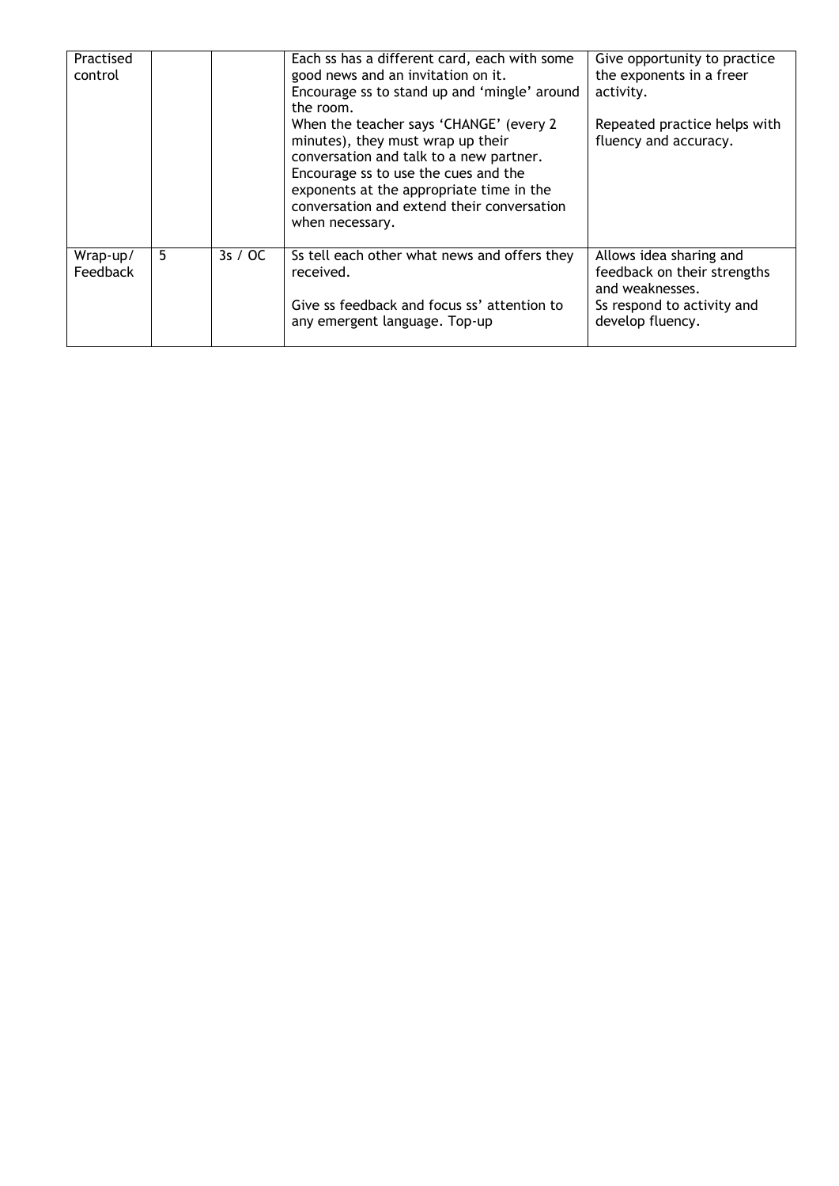| | | | | |
|---|---|---|---|---|
| Practised control | | | Each ss has a different card, each with some good news and an invitation on it.<br>Encourage ss to stand up and 'mingle' around the room.<br>When the teacher says 'CHANGE' (every 2 minutes), they must wrap up their conversation and talk to a new partner.<br>Encourage ss to use the cues and the exponents at the appropriate time in the conversation and extend their conversation when necessary. | Give opportunity to practice the exponents in a freer activity.<br><br>Repeated practice helps with fluency and accuracy. |
| Wrap-up/ Feedback | 5 | 3s / OC | Ss tell each other what news and offers they received.<br><br>Give ss feedback and focus ss' attention to any emergent language. Top-up | Allows idea sharing and feedback on their strengths and weaknesses.<br>Ss respond to activity and develop fluency. |